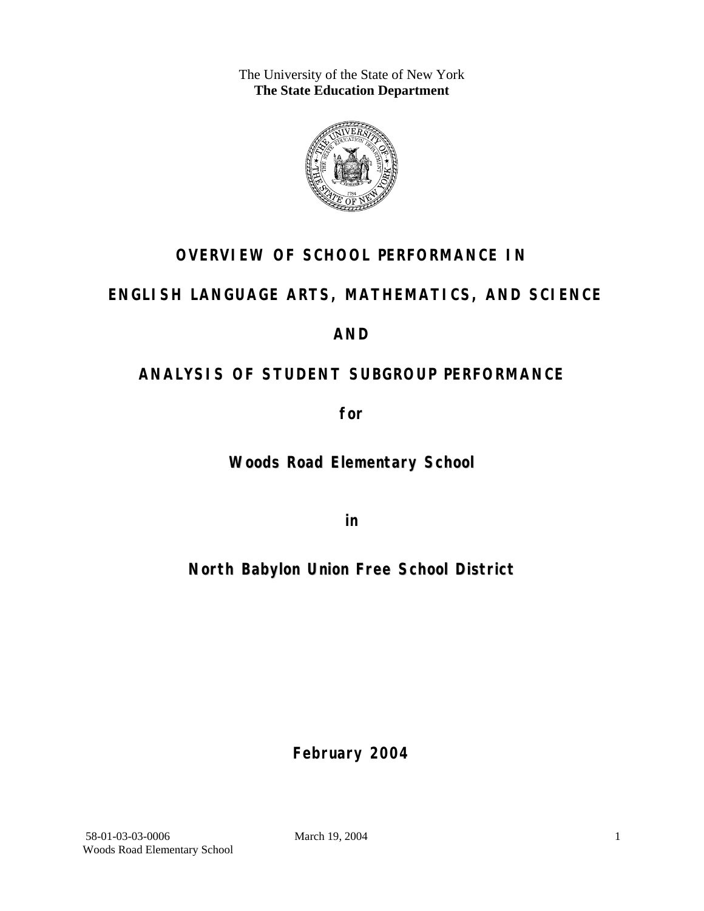The University of the State of New York
**The State Education Department**

# OVERVIEW OF SCHOOL PERFORMANCE IN

# ENGLISH LANGUAGE ARTS, MATHEMATICS, AND SCIENCE

# AND

# ANALYSIS OF STUDENT SUBGROUP PERFORMANCE

**for**

## Woods Road Elementary School

**in**

## North Babylon Union Free School District

**February 2004**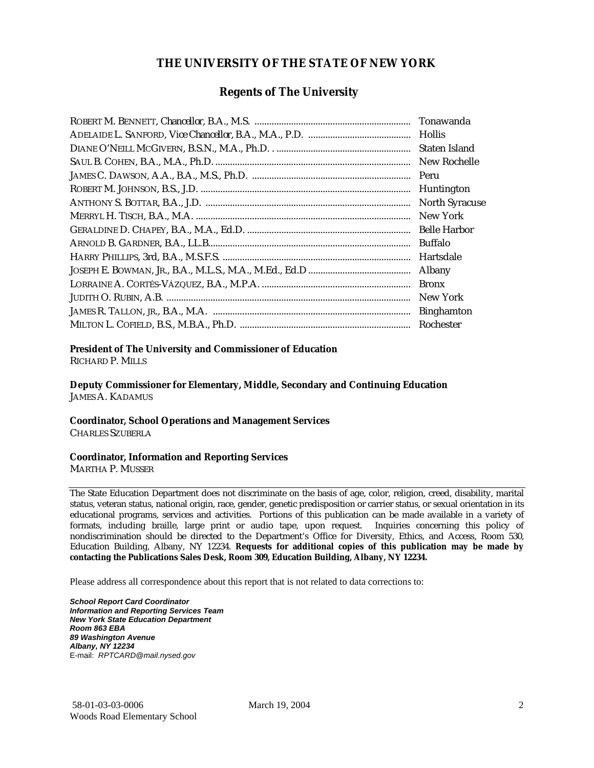# THE UNIVERSITY OF THE STATE OF NEW YORK

## Regents of The University

| | |
|---|---|
| ROBERT M. BENNETT, *Chancellor*, B.A., M.S. | Tonawanda |
| ADELAIDE L. SANFORD, *Vice Chancellor*, B.A., M.A., P.D. | Hollis |
| DIANE O'NEILL MCGIVERN, B.S.N., M.A., Ph.D. | Staten Island |
| SAUL B. COHEN, B.A., M.A., Ph.D. | New Rochelle |
| JAMES C. DAWSON, A.A., B.A., M.S., Ph.D. | Peru |
| ROBERT M. JOHNSON, B.S., J.D. | Huntington |
| ANTHONY S. BOTTAR, B.A., J.D. | North Syracuse |
| MERRYL H. TISCH, B.A., M.A. | New York |
| GERALDINE D. CHAPEY, B.A., M.A., Ed.D. | Belle Harbor |
| ARNOLD B. GARDNER, B.A., LL.B. | Buffalo |
| HARRY PHILLIPS, 3rd, B.A., M.S.F.S. | Hartsdale |
| JOSEPH E. BOWMAN, JR., B.A., M.L.S., M.A., M.Ed., Ed.D | Albany |
| LORRAINE A. CORTÉS-VÁZQUEZ, B.A., M.P.A. | Bronx |
| JUDITH O. RUBIN, A.B. | New York |
| JAMES R. TALLON, JR., B.A., M.A. | Binghamton |
| MILTON L. COFIELD, B.S., M.B.A., Ph.D. | Rochester |

**President of The University and Commissioner of Education**
RICHARD P. MILLS

**Deputy Commissioner for Elementary, Middle, Secondary and Continuing Education**
JAMES A. KADAMUS

**Coordinator, School Operations and Management Services**
CHARLES SZUBERLA

**Coordinator, Information and Reporting Services**
MARTHA P. MUSSER

---

The State Education Department does not discriminate on the basis of age, color, religion, creed, disability, marital status, veteran status, national origin, race, gender, genetic predisposition or carrier status, or sexual orientation in its educational programs, services and activities. Portions of this publication can be made available in a variety of formats, including braille, large print or audio tape, upon request. Inquiries concerning this policy of nondiscrimination should be directed to the Department's Office for Diversity, Ethics, and Access, Room 530, Education Building, Albany, NY 12234. **Requests for additional copies of this publication may be made by contacting the Publications Sales Desk, Room 309, Education Building, Albany, NY 12234.**

Please address all correspondence about this report that is not related to data corrections to:

***School Report Card Coordinator***
***Information and Reporting Services Team***
***New York State Education Department***
***Room 863 EBA***
***89 Washington Avenue***
***Albany, NY 12234***
E-mail: *RPTCARD@mail.nysed.gov*

58-01-03-03-0006 | March 19, 2004
Woods Road Elementary School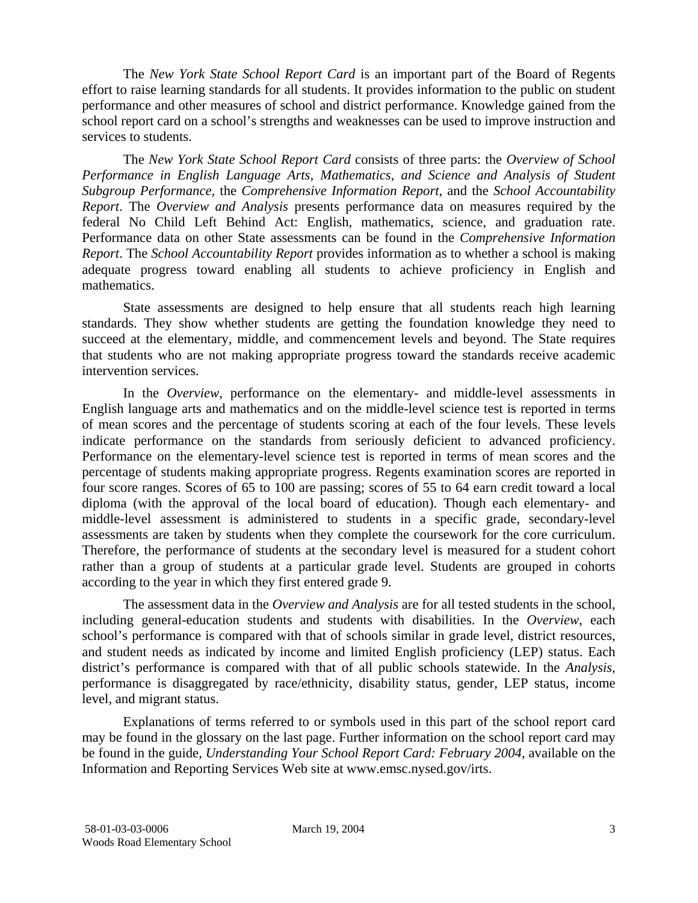The *New York State School Report Card* is an important part of the Board of Regents effort to raise learning standards for all students. It provides information to the public on student performance and other measures of school and district performance. Knowledge gained from the school report card on a school's strengths and weaknesses can be used to improve instruction and services to students.

The *New York State School Report Card* consists of three parts: the *Overview of School Performance in English Language Arts, Mathematics, and Science and Analysis of Student Subgroup Performance,* the *Comprehensive Information Report,* and the *School Accountability Report*. The *Overview and Analysis* presents performance data on measures required by the federal No Child Left Behind Act: English, mathematics, science, and graduation rate. Performance data on other State assessments can be found in the *Comprehensive Information Report*. The *School Accountability Report* provides information as to whether a school is making adequate progress toward enabling all students to achieve proficiency in English and mathematics.

State assessments are designed to help ensure that all students reach high learning standards. They show whether students are getting the foundation knowledge they need to succeed at the elementary, middle, and commencement levels and beyond. The State requires that students who are not making appropriate progress toward the standards receive academic intervention services.

In the *Overview*, performance on the elementary- and middle-level assessments in English language arts and mathematics and on the middle-level science test is reported in terms of mean scores and the percentage of students scoring at each of the four levels. These levels indicate performance on the standards from seriously deficient to advanced proficiency. Performance on the elementary-level science test is reported in terms of mean scores and the percentage of students making appropriate progress. Regents examination scores are reported in four score ranges. Scores of 65 to 100 are passing; scores of 55 to 64 earn credit toward a local diploma (with the approval of the local board of education). Though each elementary- and middle-level assessment is administered to students in a specific grade, secondary-level assessments are taken by students when they complete the coursework for the core curriculum. Therefore, the performance of students at the secondary level is measured for a student cohort rather than a group of students at a particular grade level. Students are grouped in cohorts according to the year in which they first entered grade 9.

The assessment data in the *Overview and Analysis* are for all tested students in the school, including general-education students and students with disabilities. In the *Overview*, each school's performance is compared with that of schools similar in grade level, district resources, and student needs as indicated by income and limited English proficiency (LEP) status. Each district's performance is compared with that of all public schools statewide. In the *Analysis*, performance is disaggregated by race/ethnicity, disability status, gender, LEP status, income level, and migrant status.

Explanations of terms referred to or symbols used in this part of the school report card may be found in the glossary on the last page. Further information on the school report card may be found in the guide, *Understanding Your School Report Card: February 2004*, available on the Information and Reporting Services Web site at www.emsc.nysed.gov/irts.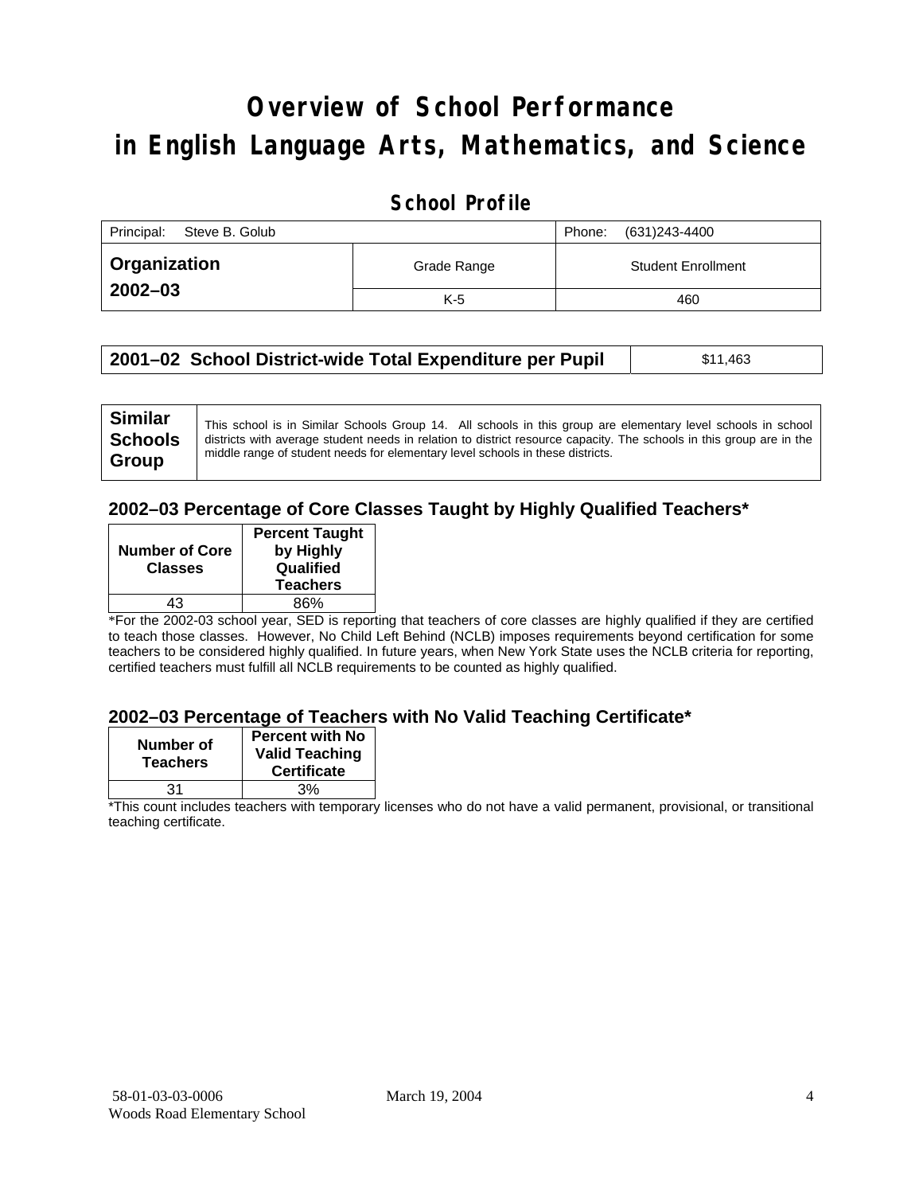# Overview of School Performance in English Language Arts, Mathematics, and Science

## School Profile

| Principal: Steve B. Golub | | Phone: (631)243-4400 |
|---|---|---|
| **Organization 2002–03** | Grade Range | Student Enrollment |
| | K-5 | 460 |

| **2001–02 School District-wide Total Expenditure per Pupil** | $11,463 |
|---|---|

| **Similar Schools Group** | This school is in Similar Schools Group 14. All schools in this group are elementary level schools in school districts with average student needs in relation to district resource capacity. The schools in this group are in the middle range of student needs for elementary level schools in these districts. |
|---|---|

### 2002–03 Percentage of Core Classes Taught by Highly Qualified Teachers*

| Number of Core Classes | Percent Taught by Highly Qualified Teachers |
|---|---|
| 43 | 86% |

*For the 2002-03 school year, SED is reporting that teachers of core classes are highly qualified if they are certified to teach those classes. However, No Child Left Behind (NCLB) imposes requirements beyond certification for some teachers to be considered highly qualified. In future years, when New York State uses the NCLB criteria for reporting, certified teachers must fulfill all NCLB requirements to be counted as highly qualified.

### 2002–03 Percentage of Teachers with No Valid Teaching Certificate*

| Number of Teachers | Percent with No Valid Teaching Certificate |
|---|---|
| 31 | 3% |

*This count includes teachers with temporary licenses who do not have a valid permanent, provisional, or transitional teaching certificate.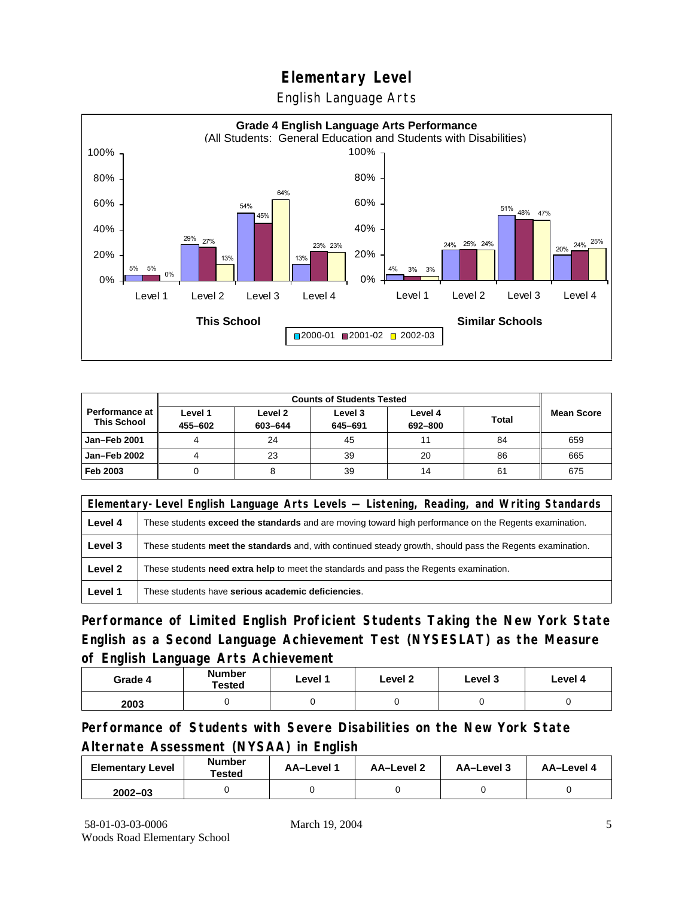# Elementary Level

English Language Arts

**Grade 4 English Language Arts Performance**
(All Students: General Education and Students with Disabilities)

| | This School 2000-01 | This School 2001-02 | This School 2002-03 | Similar Schools 2000-01 | Similar Schools 2001-02 | Similar Schools 2002-03 |
|---|---|---|---|---|---|---|
| Level 1 | 5% | 5% | 0% | 4% | 3% | 3% |
| Level 2 | 29% | 27% | 13% | 24% | 25% | 24% |
| Level 3 | 54% | 45% | 64% | 51% | 48% | 47% |
| Level 4 | 13% | 23% | 23% | 20% | 24% | 25% |

| Performance at This School | Counts of Students Tested | | | | | Mean Score |
|---|---|---|---|---|---|---|
| | Level 1 455–602 | Level 2 603–644 | Level 3 645–691 | Level 4 692–800 | Total | |
| Jan–Feb 2001 | 4 | 24 | 45 | 11 | 84 | 659 |
| Jan–Feb 2002 | 4 | 23 | 39 | 20 | 86 | 665 |
| Feb 2003 | 0 | 8 | 39 | 14 | 61 | 675 |

| Elementary-Level English Language Arts Levels — Listening, Reading, and Writing Standards | |
|---|---|
| Level 4 | These students **exceed the standards** and are moving toward high performance on the Regents examination. |
| Level 3 | These students **meet the standards** and, with continued steady growth, should pass the Regents examination. |
| Level 2 | These students **need extra help** to meet the standards and pass the Regents examination. |
| Level 1 | These students have **serious academic deficiencies**. |

## Performance of Limited English Proficient Students Taking the New York State English as a Second Language Achievement Test (NYSESLAT) as the Measure of English Language Arts Achievement

| Grade 4 | Number Tested | Level 1 | Level 2 | Level 3 | Level 4 |
|---|---|---|---|---|---|
| 2003 | 0 | 0 | 0 | 0 | 0 |

## Performance of Students with Severe Disabilities on the New York State Alternate Assessment (NYSAA) in English

| Elementary Level | Number Tested | AA–Level 1 | AA–Level 2 | AA–Level 3 | AA–Level 4 |
|---|---|---|---|---|---|
| 2002–03 | 0 | 0 | 0 | 0 | 0 |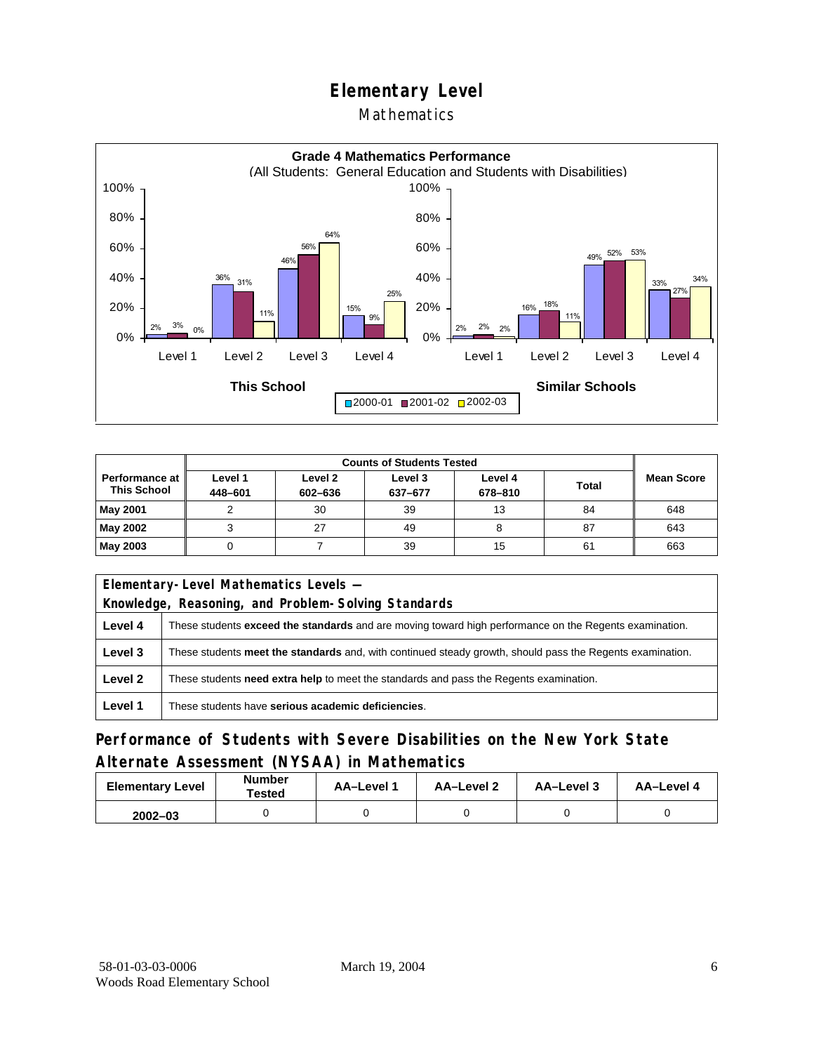# Elementary Level

## Mathematics

**Grade 4 Mathematics Performance**
(All Students: General Education and Students with Disabilities)

| | This School 2000-01 | This School 2001-02 | This School 2002-03 | Similar Schools 2000-01 | Similar Schools 2001-02 | Similar Schools 2002-03 |
|---|---|---|---|---|---|---|
| Level 1 | 2% | 3% | 0% | 2% | 2% | 2% |
| Level 2 | 36% | 31% | 11% | 16% | 18% | 11% |
| Level 3 | 46% | 56% | 64% | 49% | 52% | 53% |
| Level 4 | 15% | 9% | 25% | 33% | 27% | 34% |

| Performance at This School | Counts of Students Tested | | | | | Mean Score |
|---|---|---|---|---|---|---|
| | Level 1 448–601 | Level 2 602–636 | Level 3 637–677 | Level 4 678–810 | Total | |
| **May 2001** | 2 | 30 | 39 | 13 | 84 | 648 |
| **May 2002** | 3 | 27 | 49 | 8 | 87 | 643 |
| **May 2003** | 0 | 7 | 39 | 15 | 61 | 663 |

| Elementary-Level Mathematics Levels — Knowledge, Reasoning, and Problem-Solving Standards | |
|---|---|
| **Level 4** | These students **exceed the standards** and are moving toward high performance on the Regents examination. |
| **Level 3** | These students **meet the standards** and, with continued steady growth, should pass the Regents examination. |
| **Level 2** | These students **need extra help** to meet the standards and pass the Regents examination. |
| **Level 1** | These students have **serious academic deficiencies**. |

## Performance of Students with Severe Disabilities on the New York State Alternate Assessment (NYSAA) in Mathematics

| Elementary Level | Number Tested | AA–Level 1 | AA–Level 2 | AA–Level 3 | AA–Level 4 |
|---|---|---|---|---|---|
| 2002–03 | 0 | 0 | 0 | 0 | 0 |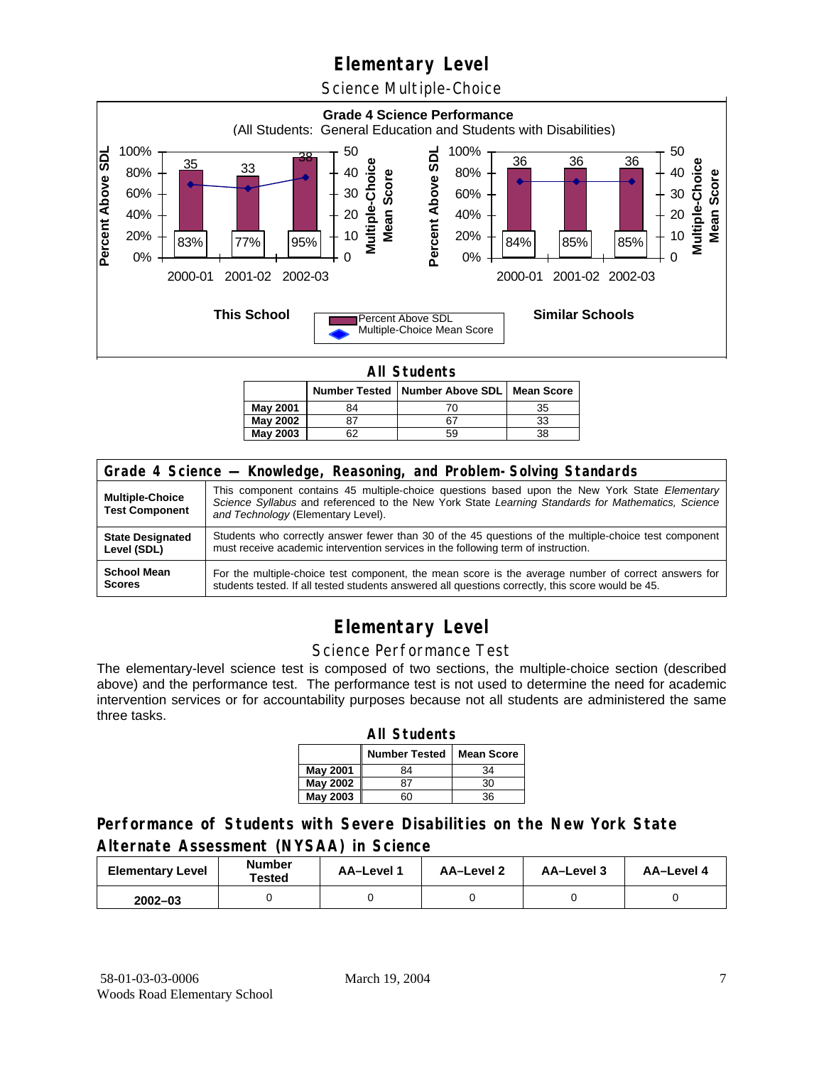# Elementary Level

## Science Multiple-Choice

**Grade 4 Science Performance**
(All Students: General Education and Students with Disabilities)

**This School**

| | 2000-01 | 2001-02 | 2002-03 |
|---|---|---|---|
| Percent Above SDL | 83% | 77% | 95% |
| Multiple-Choice Mean Score | 35 | 33 | 38 |

**Similar Schools**

| | 2000-01 | 2001-02 | 2002-03 |
|---|---|---|---|
| Percent Above SDL | 84% | 85% | 85% |
| Multiple-Choice Mean Score | 36 | 36 | 36 |

**All Students**

| | Number Tested | Number Above SDL | Mean Score |
|---|---|---|---|
| **May 2001** | 84 | 70 | 35 |
| **May 2002** | 87 | 67 | 33 |
| **May 2003** | 62 | 59 | 38 |

| Grade 4 Science — Knowledge, Reasoning, and Problem-Solving Standards | |
|---|---|
| **Multiple-Choice Test Component** | This component contains 45 multiple-choice questions based upon the New York State *Elementary Science Syllabus* and referenced to the New York State *Learning Standards for Mathematics, Science and Technology* (Elementary Level). |
| **State Designated Level (SDL)** | Students who correctly answer fewer than 30 of the 45 questions of the multiple-choice test component must receive academic intervention services in the following term of instruction. |
| **School Mean Scores** | For the multiple-choice test component, the mean score is the average number of correct answers for students tested. If all tested students answered all questions correctly, this score would be 45. |

# Elementary Level

## Science Performance Test

The elementary-level science test is composed of two sections, the multiple-choice section (described above) and the performance test. The performance test is not used to determine the need for academic intervention services or for accountability purposes because not all students are administered the same three tasks.

**All Students**

| | Number Tested | Mean Score |
|---|---|---|
| **May 2001** | 84 | 34 |
| **May 2002** | 87 | 30 |
| **May 2003** | 60 | 36 |

## Performance of Students with Severe Disabilities on the New York State Alternate Assessment (NYSAA) in Science

| Elementary Level | Number Tested | AA–Level 1 | AA–Level 2 | AA–Level 3 | AA–Level 4 |
|---|---|---|---|---|---|
| **2002–03** | 0 | 0 | 0 | 0 | 0 |

58-01-03-03-0006
Woods Road Elementary School

March 19, 2004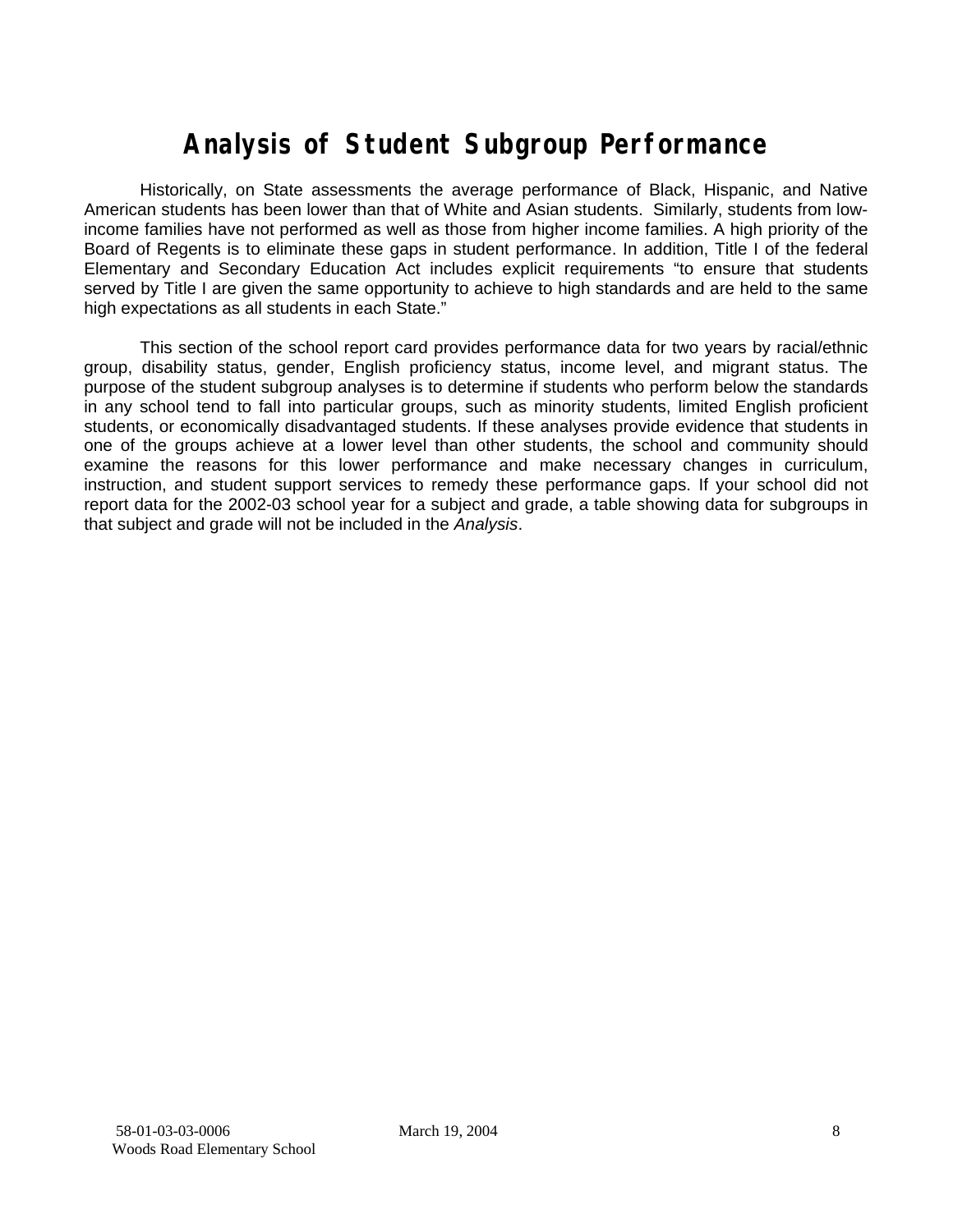# Analysis of Student Subgroup Performance

Historically, on State assessments the average performance of Black, Hispanic, and Native American students has been lower than that of White and Asian students. Similarly, students from low-income families have not performed as well as those from higher income families. A high priority of the Board of Regents is to eliminate these gaps in student performance. In addition, Title I of the federal Elementary and Secondary Education Act includes explicit requirements "to ensure that students served by Title I are given the same opportunity to achieve to high standards and are held to the same high expectations as all students in each State."

This section of the school report card provides performance data for two years by racial/ethnic group, disability status, gender, English proficiency status, income level, and migrant status. The purpose of the student subgroup analyses is to determine if students who perform below the standards in any school tend to fall into particular groups, such as minority students, limited English proficient students, or economically disadvantaged students. If these analyses provide evidence that students in one of the groups achieve at a lower level than other students, the school and community should examine the reasons for this lower performance and make necessary changes in curriculum, instruction, and student support services to remedy these performance gaps. If your school did not report data for the 2002-03 school year for a subject and grade, a table showing data for subgroups in that subject and grade will not be included in the *Analysis*.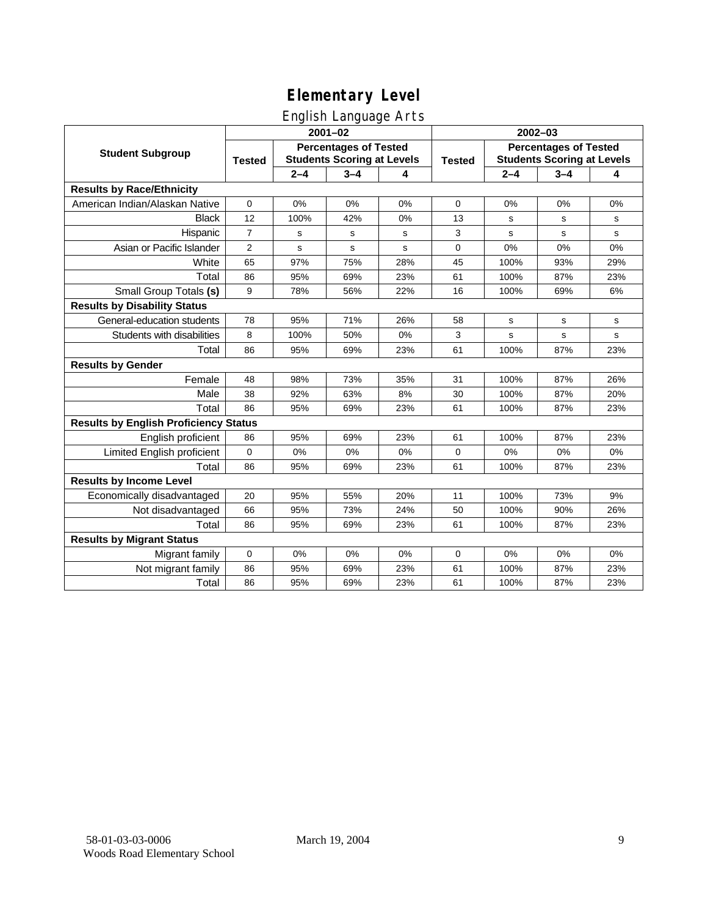# Elementary Level

## English Language Arts

| Student Subgroup | 2001–02 | | | | 2002–03 | | | |
|---|---|---|---|---|---|---|---|---|
| | Tested | Percentages of Tested Students Scoring at Levels | | | Tested | Percentages of Tested Students Scoring at Levels | | |
| | | 2–4 | 3–4 | 4 | | 2–4 | 3–4 | 4 |
| **Results by Race/Ethnicity** | | | | | | | | |
| American Indian/Alaskan Native | 0 | 0% | 0% | 0% | 0 | 0% | 0% | 0% |
| Black | 12 | 100% | 42% | 0% | 13 | s | s | s |
| Hispanic | 7 | s | s | s | 3 | s | s | s |
| Asian or Pacific Islander | 2 | s | s | s | 0 | 0% | 0% | 0% |
| White | 65 | 97% | 75% | 28% | 45 | 100% | 93% | 29% |
| Total | 86 | 95% | 69% | 23% | 61 | 100% | 87% | 23% |
| Small Group Totals **(s)** | 9 | 78% | 56% | 22% | 16 | 100% | 69% | 6% |
| **Results by Disability Status** | | | | | | | | |
| General-education students | 78 | 95% | 71% | 26% | 58 | s | s | s |
| Students with disabilities | 8 | 100% | 50% | 0% | 3 | s | s | s |
| Total | 86 | 95% | 69% | 23% | 61 | 100% | 87% | 23% |
| **Results by Gender** | | | | | | | | |
| Female | 48 | 98% | 73% | 35% | 31 | 100% | 87% | 26% |
| Male | 38 | 92% | 63% | 8% | 30 | 100% | 87% | 20% |
| Total | 86 | 95% | 69% | 23% | 61 | 100% | 87% | 23% |
| **Results by English Proficiency Status** | | | | | | | | |
| English proficient | 86 | 95% | 69% | 23% | 61 | 100% | 87% | 23% |
| Limited English proficient | 0 | 0% | 0% | 0% | 0 | 0% | 0% | 0% |
| Total | 86 | 95% | 69% | 23% | 61 | 100% | 87% | 23% |
| **Results by Income Level** | | | | | | | | |
| Economically disadvantaged | 20 | 95% | 55% | 20% | 11 | 100% | 73% | 9% |
| Not disadvantaged | 66 | 95% | 73% | 24% | 50 | 100% | 90% | 26% |
| Total | 86 | 95% | 69% | 23% | 61 | 100% | 87% | 23% |
| **Results by Migrant Status** | | | | | | | | |
| Migrant family | 0 | 0% | 0% | 0% | 0 | 0% | 0% | 0% |
| Not migrant family | 86 | 95% | 69% | 23% | 61 | 100% | 87% | 23% |
| Total | 86 | 95% | 69% | 23% | 61 | 100% | 87% | 23% |

58-01-03-03-0006
Woods Road Elementary School

March 19, 2004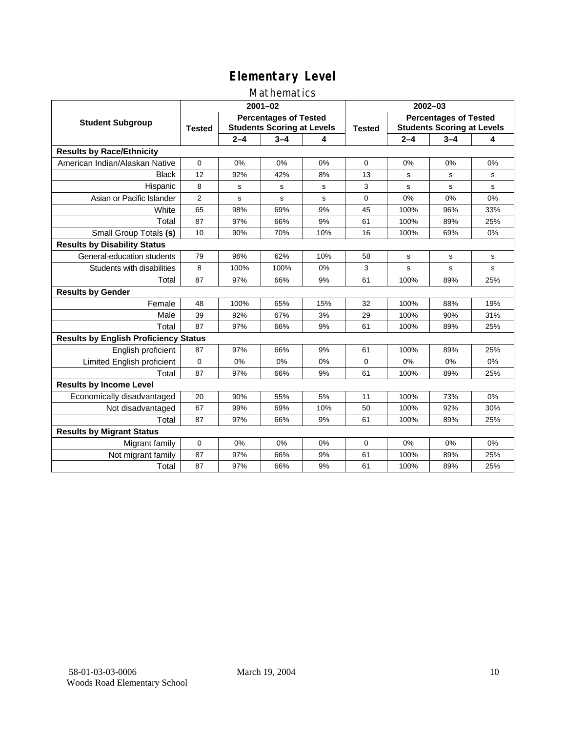# Elementary Level

## Mathematics

| Student Subgroup | 2001–02 | | | | 2002–03 | | | |
|---|---|---|---|---|---|---|---|---|
| | Tested | Percentages of Tested Students Scoring at Levels | | | Tested | Percentages of Tested Students Scoring at Levels | | |
| | | 2–4 | 3–4 | 4 | | 2–4 | 3–4 | 4 |
| **Results by Race/Ethnicity** | | | | | | | | |
| American Indian/Alaskan Native | 0 | 0% | 0% | 0% | 0 | 0% | 0% | 0% |
| Black | 12 | 92% | 42% | 8% | 13 | s | s | s |
| Hispanic | 8 | s | s | s | 3 | s | s | s |
| Asian or Pacific Islander | 2 | s | s | s | 0 | 0% | 0% | 0% |
| White | 65 | 98% | 69% | 9% | 45 | 100% | 96% | 33% |
| Total | 87 | 97% | 66% | 9% | 61 | 100% | 89% | 25% |
| Small Group Totals **(s)** | 10 | 90% | 70% | 10% | 16 | 100% | 69% | 0% |
| **Results by Disability Status** | | | | | | | | |
| General-education students | 79 | 96% | 62% | 10% | 58 | s | s | s |
| Students with disabilities | 8 | 100% | 100% | 0% | 3 | s | s | s |
| Total | 87 | 97% | 66% | 9% | 61 | 100% | 89% | 25% |
| **Results by Gender** | | | | | | | | |
| Female | 48 | 100% | 65% | 15% | 32 | 100% | 88% | 19% |
| Male | 39 | 92% | 67% | 3% | 29 | 100% | 90% | 31% |
| Total | 87 | 97% | 66% | 9% | 61 | 100% | 89% | 25% |
| **Results by English Proficiency Status** | | | | | | | | |
| English proficient | 87 | 97% | 66% | 9% | 61 | 100% | 89% | 25% |
| Limited English proficient | 0 | 0% | 0% | 0% | 0 | 0% | 0% | 0% |
| Total | 87 | 97% | 66% | 9% | 61 | 100% | 89% | 25% |
| **Results by Income Level** | | | | | | | | |
| Economically disadvantaged | 20 | 90% | 55% | 5% | 11 | 100% | 73% | 0% |
| Not disadvantaged | 67 | 99% | 69% | 10% | 50 | 100% | 92% | 30% |
| Total | 87 | 97% | 66% | 9% | 61 | 100% | 89% | 25% |
| **Results by Migrant Status** | | | | | | | | |
| Migrant family | 0 | 0% | 0% | 0% | 0 | 0% | 0% | 0% |
| Not migrant family | 87 | 97% | 66% | 9% | 61 | 100% | 89% | 25% |
| Total | 87 | 97% | 66% | 9% | 61 | 100% | 89% | 25% |

58-01-03-03-0006
Woods Road Elementary School

March 19, 2004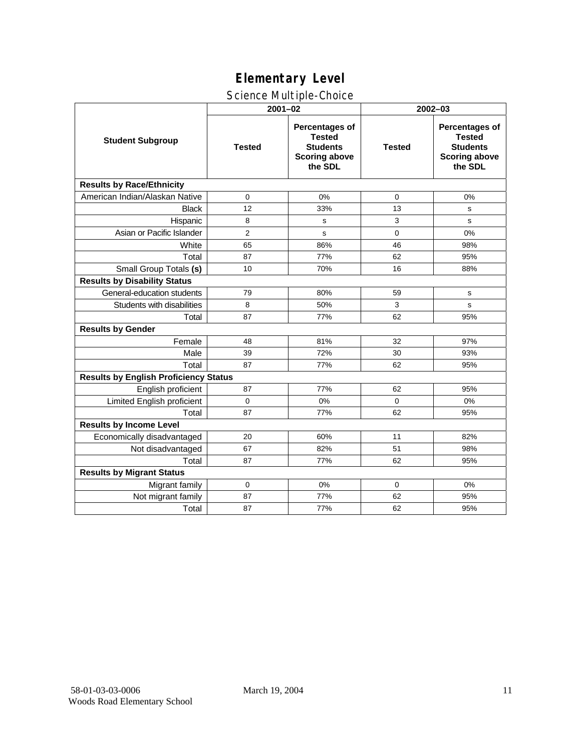# Elementary Level

## Science Multiple-Choice

| Student Subgroup | 2001–02 | | 2002–03 | |
|---|---|---|---|---|
| | Tested | Percentages of Tested Students Scoring above the SDL | Tested | Percentages of Tested Students Scoring above the SDL |
| **Results by Race/Ethnicity** | | | | |
| American Indian/Alaskan Native | 0 | 0% | 0 | 0% |
| Black | 12 | 33% | 13 | s |
| Hispanic | 8 | s | 3 | s |
| Asian or Pacific Islander | 2 | s | 0 | 0% |
| White | 65 | 86% | 46 | 98% |
| Total | 87 | 77% | 62 | 95% |
| Small Group Totals **(s)** | 10 | 70% | 16 | 88% |
| **Results by Disability Status** | | | | |
| General-education students | 79 | 80% | 59 | s |
| Students with disabilities | 8 | 50% | 3 | s |
| Total | 87 | 77% | 62 | 95% |
| **Results by Gender** | | | | |
| Female | 48 | 81% | 32 | 97% |
| Male | 39 | 72% | 30 | 93% |
| Total | 87 | 77% | 62 | 95% |
| **Results by English Proficiency Status** | | | | |
| English proficient | 87 | 77% | 62 | 95% |
| Limited English proficient | 0 | 0% | 0 | 0% |
| Total | 87 | 77% | 62 | 95% |
| **Results by Income Level** | | | | |
| Economically disadvantaged | 20 | 60% | 11 | 82% |
| Not disadvantaged | 67 | 82% | 51 | 98% |
| Total | 87 | 77% | 62 | 95% |
| **Results by Migrant Status** | | | | |
| Migrant family | 0 | 0% | 0 | 0% |
| Not migrant family | 87 | 77% | 62 | 95% |
| Total | 87 | 77% | 62 | 95% |

58-01-03-03-0006
Woods Road Elementary School

March 19, 2004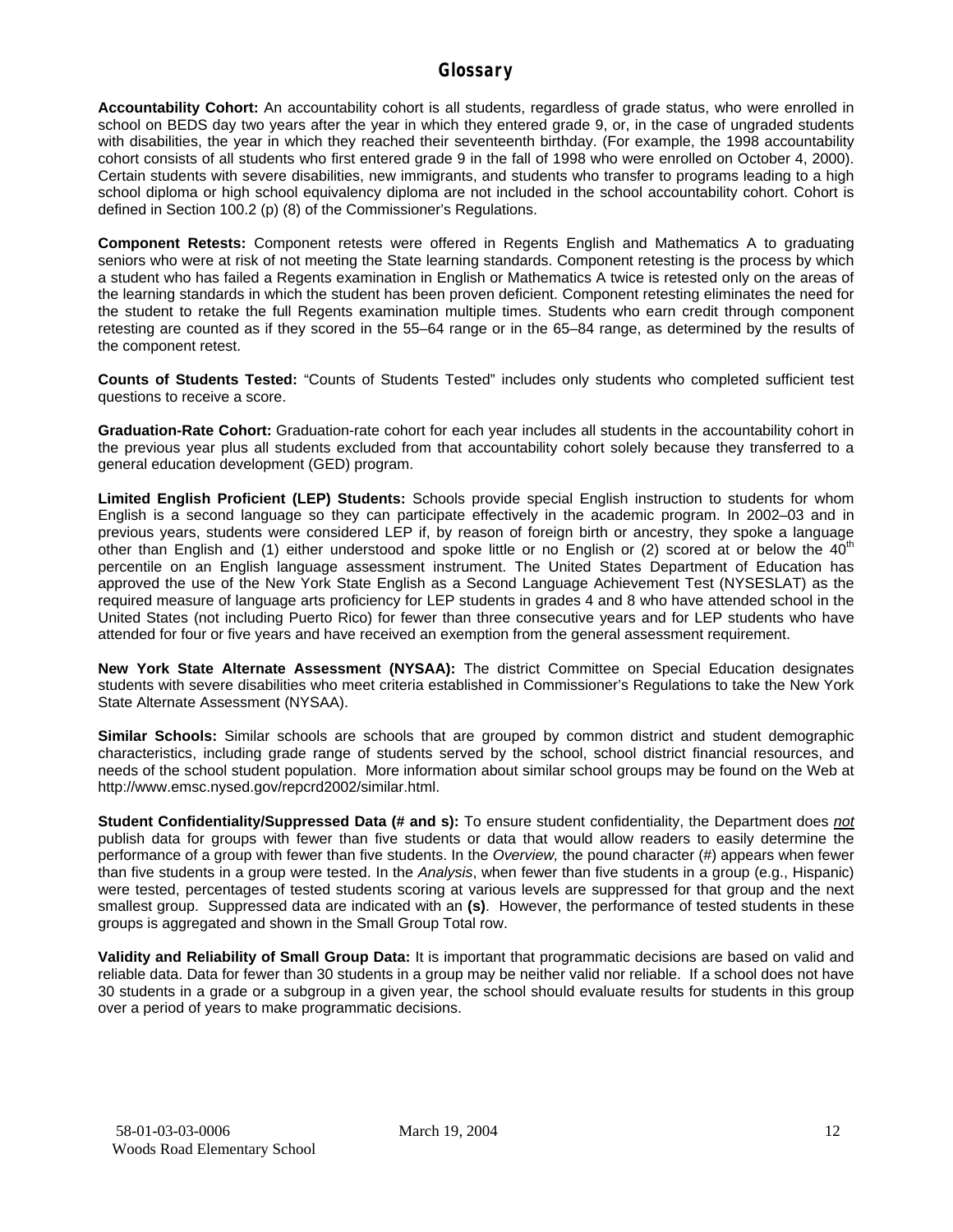# Glossary

**Accountability Cohort:** An accountability cohort is all students, regardless of grade status, who were enrolled in school on BEDS day two years after the year in which they entered grade 9, or, in the case of ungraded students with disabilities, the year in which they reached their seventeenth birthday. (For example, the 1998 accountability cohort consists of all students who first entered grade 9 in the fall of 1998 who were enrolled on October 4, 2000). Certain students with severe disabilities, new immigrants, and students who transfer to programs leading to a high school diploma or high school equivalency diploma are not included in the school accountability cohort. Cohort is defined in Section 100.2 (p) (8) of the Commissioner's Regulations.

**Component Retests:** Component retests were offered in Regents English and Mathematics A to graduating seniors who were at risk of not meeting the State learning standards. Component retesting is the process by which a student who has failed a Regents examination in English or Mathematics A twice is retested only on the areas of the learning standards in which the student has been proven deficient. Component retesting eliminates the need for the student to retake the full Regents examination multiple times. Students who earn credit through component retesting are counted as if they scored in the 55–64 range or in the 65–84 range, as determined by the results of the component retest.

**Counts of Students Tested:** "Counts of Students Tested" includes only students who completed sufficient test questions to receive a score.

**Graduation-Rate Cohort:** Graduation-rate cohort for each year includes all students in the accountability cohort in the previous year plus all students excluded from that accountability cohort solely because they transferred to a general education development (GED) program.

**Limited English Proficient (LEP) Students:** Schools provide special English instruction to students for whom English is a second language so they can participate effectively in the academic program. In 2002–03 and in previous years, students were considered LEP if, by reason of foreign birth or ancestry, they spoke a language other than English and (1) either understood and spoke little or no English or (2) scored at or below the 40th percentile on an English language assessment instrument. The United States Department of Education has approved the use of the New York State English as a Second Language Achievement Test (NYSESLAT) as the required measure of language arts proficiency for LEP students in grades 4 and 8 who have attended school in the United States (not including Puerto Rico) for fewer than three consecutive years and for LEP students who have attended for four or five years and have received an exemption from the general assessment requirement.

**New York State Alternate Assessment (NYSAA):** The district Committee on Special Education designates students with severe disabilities who meet criteria established in Commissioner's Regulations to take the New York State Alternate Assessment (NYSAA).

**Similar Schools:** Similar schools are schools that are grouped by common district and student demographic characteristics, including grade range of students served by the school, school district financial resources, and needs of the school student population. More information about similar school groups may be found on the Web at http://www.emsc.nysed.gov/repcrd2002/similar.html.

**Student Confidentiality/Suppressed Data (# and s):** To ensure student confidentiality, the Department does *not* publish data for groups with fewer than five students or data that would allow readers to easily determine the performance of a group with fewer than five students. In the *Overview,* the pound character (#) appears when fewer than five students in a group were tested. In the *Analysis*, when fewer than five students in a group (e.g., Hispanic) were tested, percentages of tested students scoring at various levels are suppressed for that group and the next smallest group. Suppressed data are indicated with an **(s)**. However, the performance of tested students in these groups is aggregated and shown in the Small Group Total row.

**Validity and Reliability of Small Group Data:** It is important that programmatic decisions are based on valid and reliable data. Data for fewer than 30 students in a group may be neither valid nor reliable. If a school does not have 30 students in a grade or a subgroup in a given year, the school should evaluate results for students in this group over a period of years to make programmatic decisions.